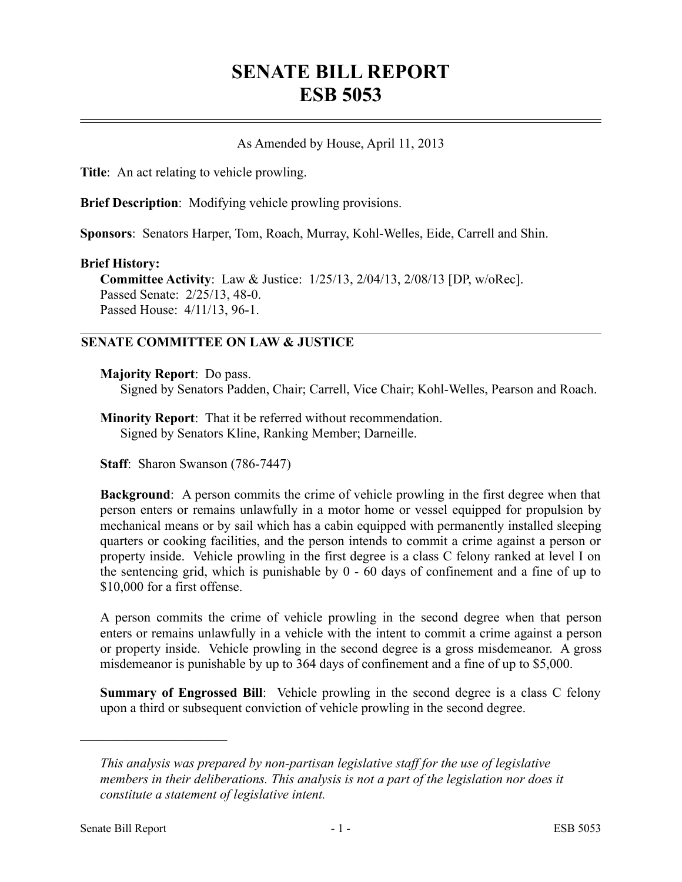# SENATE BILL REPORT
# ESB 5053

As Amended by House, April 11, 2013

**Title**: An act relating to vehicle prowling.

**Brief Description**: Modifying vehicle prowling provisions.

**Sponsors**: Senators Harper, Tom, Roach, Murray, Kohl-Welles, Eide, Carrell and Shin.

**Brief History:**

**Committee Activity**: Law & Justice: 1/25/13, 2/04/13, 2/08/13 [DP, w/oRec].
Passed Senate: 2/25/13, 48-0.
Passed House: 4/11/13, 96-1.

## SENATE COMMITTEE ON LAW & JUSTICE

**Majority Report**: Do pass.
Signed by Senators Padden, Chair; Carrell, Vice Chair; Kohl-Welles, Pearson and Roach.

**Minority Report**: That it be referred without recommendation.
Signed by Senators Kline, Ranking Member; Darneille.

**Staff**: Sharon Swanson (786-7447)

**Background**: A person commits the crime of vehicle prowling in the first degree when that person enters or remains unlawfully in a motor home or vessel equipped for propulsion by mechanical means or by sail which has a cabin equipped with permanently installed sleeping quarters or cooking facilities, and the person intends to commit a crime against a person or property inside. Vehicle prowling in the first degree is a class C felony ranked at level I on the sentencing grid, which is punishable by 0 - 60 days of confinement and a fine of up to $10,000 for a first offense.

A person commits the crime of vehicle prowling in the second degree when that person enters or remains unlawfully in a vehicle with the intent to commit a crime against a person or property inside. Vehicle prowling in the second degree is a gross misdemeanor. A gross misdemeanor is punishable by up to 364 days of confinement and a fine of up to $5,000.

**Summary of Engrossed Bill**: Vehicle prowling in the second degree is a class C felony upon a third or subsequent conviction of vehicle prowling in the second degree.

---

*This analysis was prepared by non-partisan legislative staff for the use of legislative members in their deliberations. This analysis is not a part of the legislation nor does it constitute a statement of legislative intent.*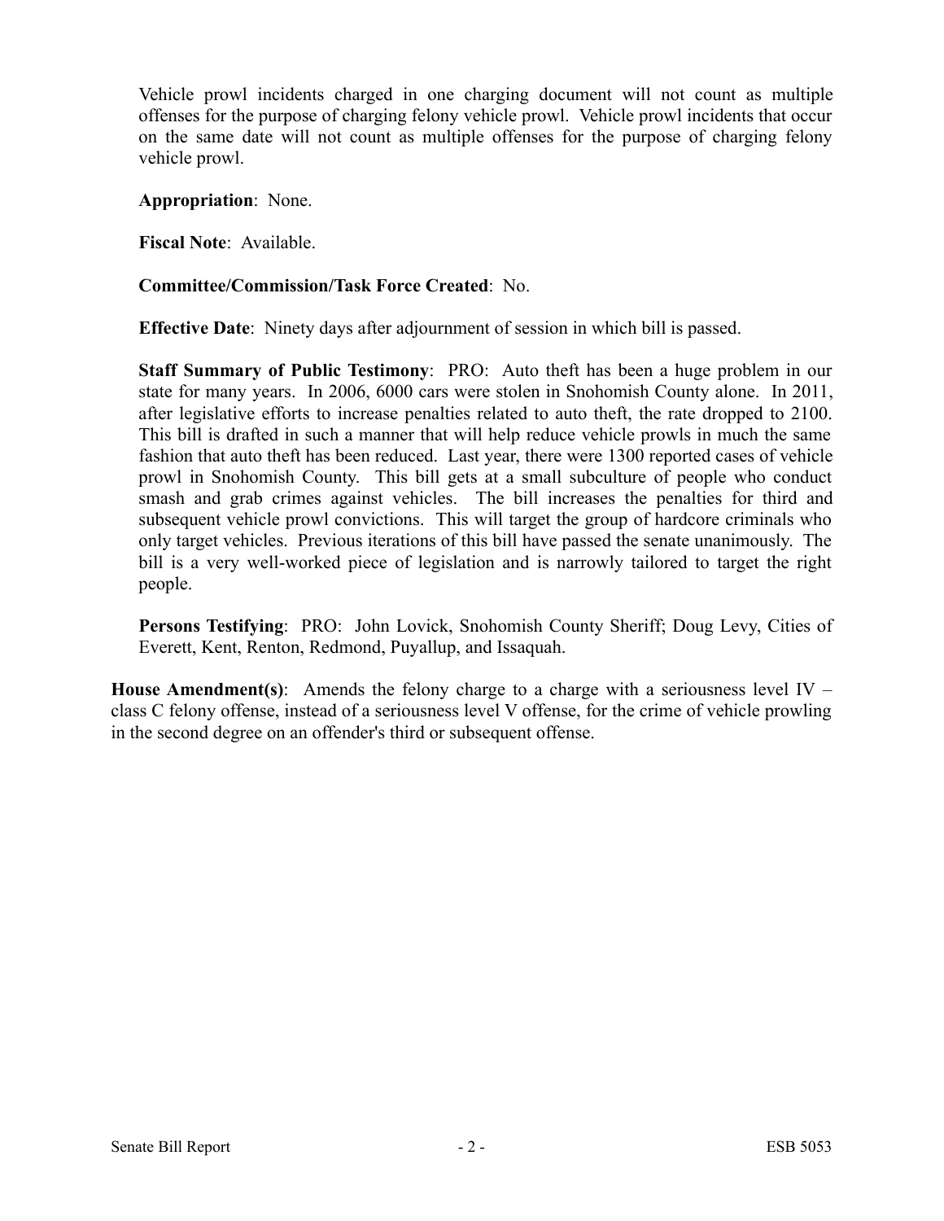Vehicle prowl incidents charged in one charging document will not count as multiple offenses for the purpose of charging felony vehicle prowl. Vehicle prowl incidents that occur on the same date will not count as multiple offenses for the purpose of charging felony vehicle prowl.

**Appropriation**: None.

**Fiscal Note**: Available.

**Committee/Commission/Task Force Created**: No.

**Effective Date**: Ninety days after adjournment of session in which bill is passed.

**Staff Summary of Public Testimony**: PRO: Auto theft has been a huge problem in our state for many years. In 2006, 6000 cars were stolen in Snohomish County alone. In 2011, after legislative efforts to increase penalties related to auto theft, the rate dropped to 2100. This bill is drafted in such a manner that will help reduce vehicle prowls in much the same fashion that auto theft has been reduced. Last year, there were 1300 reported cases of vehicle prowl in Snohomish County. This bill gets at a small subculture of people who conduct smash and grab crimes against vehicles. The bill increases the penalties for third and subsequent vehicle prowl convictions. This will target the group of hardcore criminals who only target vehicles. Previous iterations of this bill have passed the senate unanimously. The bill is a very well-worked piece of legislation and is narrowly tailored to target the right people.

**Persons Testifying**: PRO: John Lovick, Snohomish County Sheriff; Doug Levy, Cities of Everett, Kent, Renton, Redmond, Puyallup, and Issaquah.

**House Amendment(s)**: Amends the felony charge to a charge with a seriousness level IV – class C felony offense, instead of a seriousness level V offense, for the crime of vehicle prowling in the second degree on an offender's third or subsequent offense.